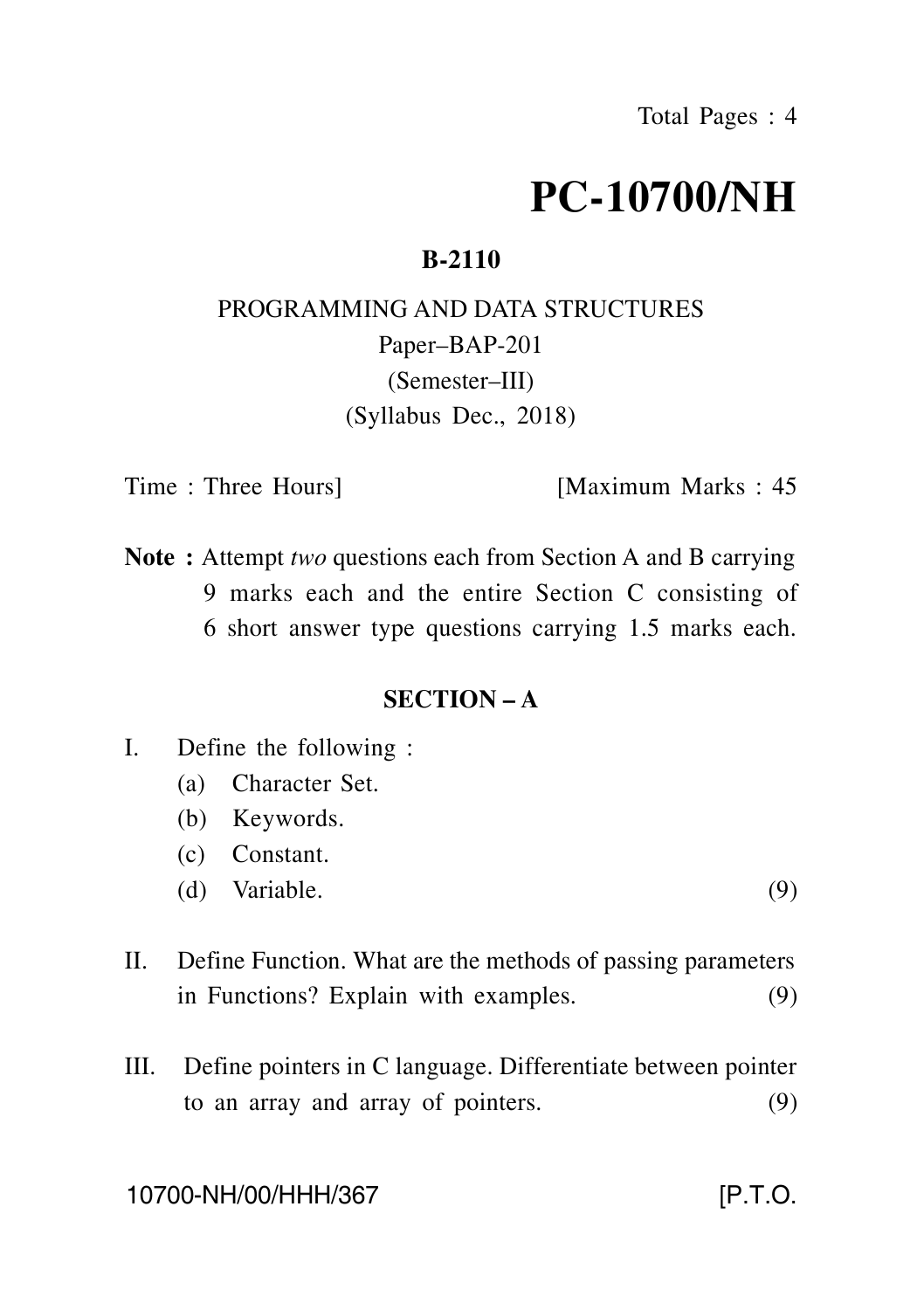# PC-10700/NH

**B-2110**

PROGRAMMING AND DATA STRUCTURES

Paper–BAP-201

(Semester–III)

(Syllabus Dec., 2018)

Time : Three Hours] [Maximum Marks : 45

**Note :** Attempt *two* questions each from Section A and B carrying 9 marks each and the entire Section C consisting of 6 short answer type questions carrying 1.5 marks each.

## SECTION – A

I. Define the following :

(a) Character Set.

(b) Keywords.

(c) Constant.

(d) Variable. (9)

II. Define Function. What are the methods of passing parameters in Functions? Explain with examples. (9)

III. Define pointers in C language. Differentiate between pointer to an array and array of pointers. (9)

10700-NH/00/HHH/367 [P.T.O.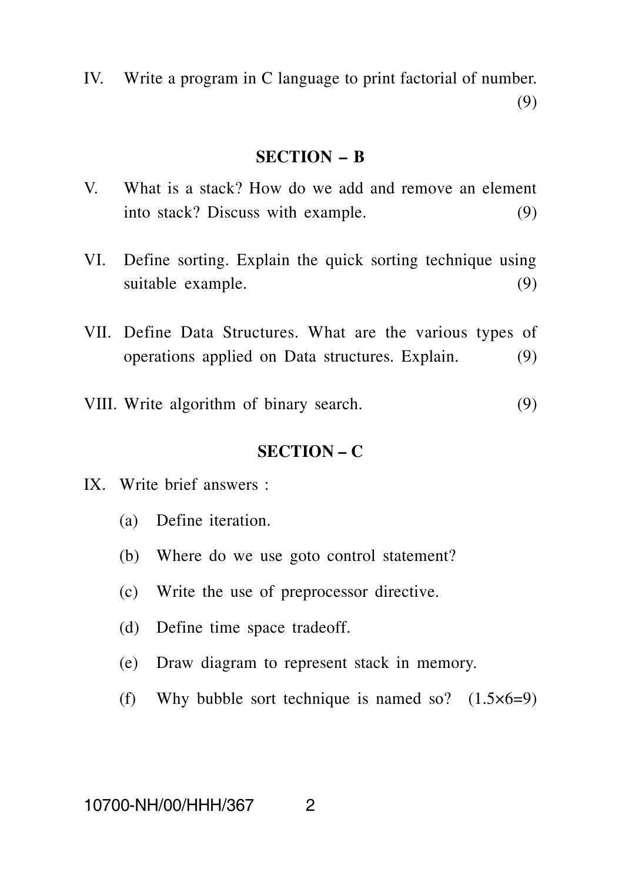IV. Write a program in C language to print factorial of number. (9)

## SECTION – B

V. What is a stack? How do we add and remove an element into stack? Discuss with example. (9)

VI. Define sorting. Explain the quick sorting technique using suitable example. (9)

VII. Define Data Structures. What are the various types of operations applied on Data structures. Explain. (9)

VIII. Write algorithm of binary search. (9)

## SECTION – C

IX. Write brief answers :

(a) Define iteration.

(b) Where do we use goto control statement?

(c) Write the use of preprocessor directive.

(d) Define time space tradeoff.

(e) Draw diagram to represent stack in memory.

(f) Why bubble sort technique is named so? $(1.5\times6=9)$

10700-NH/00/HHH/367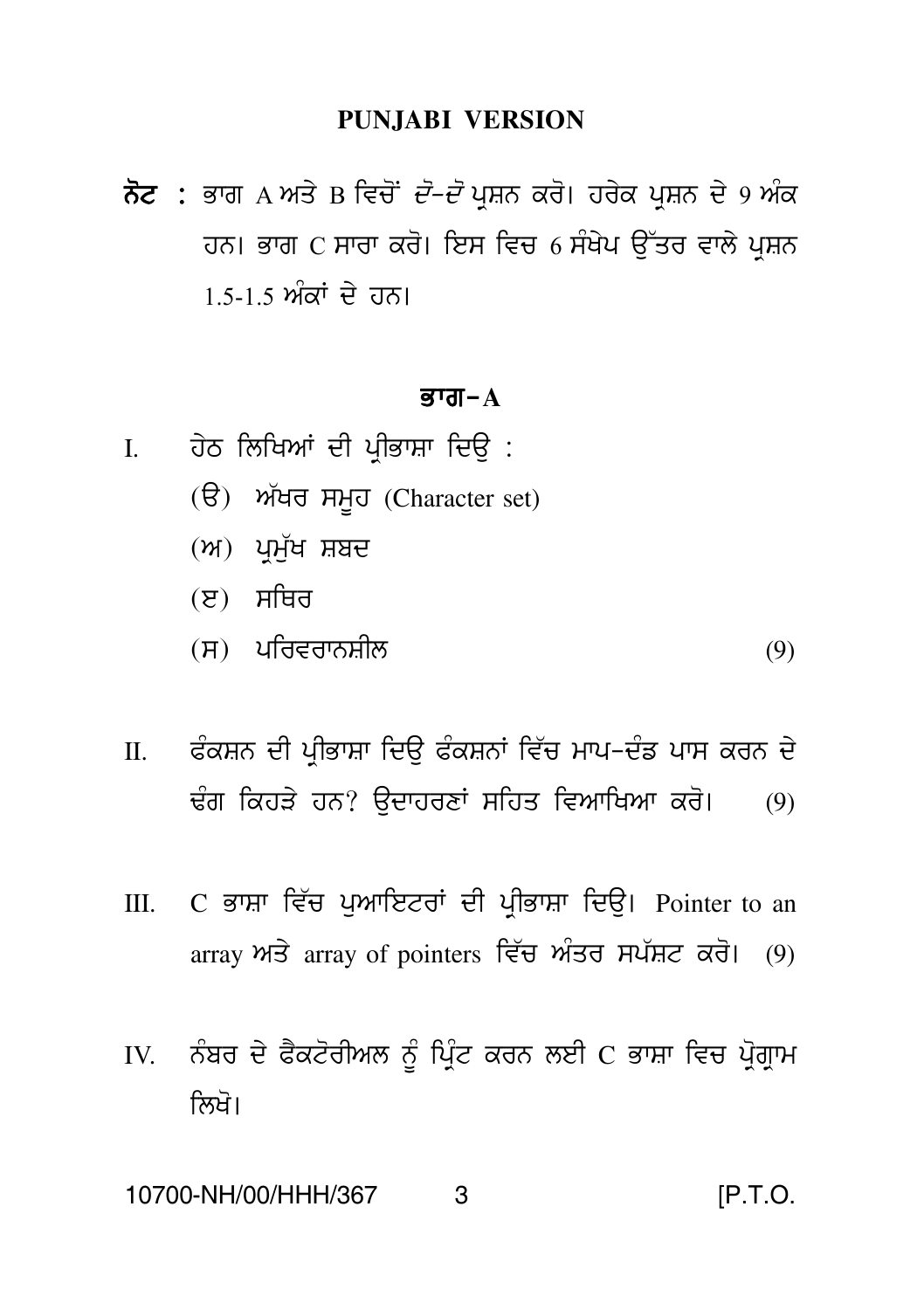## PUNJABI VERSION

**ਨੋਟ :** ਭਾਗ A ਅਤੇ B ਵਿਚੋਂ *ਦੋ-ਦੋ* ਪ੍ਰਸ਼ਨ ਕਰੋ। ਹਰੇਕ ਪ੍ਰਸ਼ਨ ਦੇ 9 ਅੰਕ ਹਨ। ਭਾਗ C ਸਾਰਾ ਕਰੋ। ਇਸ ਵਿਚ 6 ਸੰਖੇਪ ਉੱਤਰ ਵਾਲੇ ਪ੍ਰਸ਼ਨ 1.5-1.5 ਅੰਕਾਂ ਦੇ ਹਨ।

### ਭਾਗ-A

I. ਹੇਠ ਲਿਖਿਆਂ ਦੀ ਪ੍ਰੀਭਾਸ਼ਾ ਦਿਉ :

(ੳ) ਅੱਖਰ ਸਮੂਹ (Character set)

(ਅ) ਪ੍ਰਮੁੱਖ ਸ਼ਬਦ

(ੲ) ਸਥਿਰ

(ਸ) ਪਰਿਵਰਾਨਸ਼ੀਲ (9)

II. ਫੰਕਸ਼ਨ ਦੀ ਪ੍ਰੀਭਾਸ਼ਾ ਦਿਉ ਫੰਕਸ਼ਨਾਂ ਵਿੱਚ ਮਾਪ-ਦੰਡ ਪਾਸ ਕਰਨ ਦੇ ਢੰਗ ਕਿਹੜੇ ਹਨ? ਉਦਾਹਰਣਾਂ ਸਹਿਤ ਵਿਆਖਿਆ ਕਰੋ। (9)

III. C ਭਾਸ਼ਾ ਵਿੱਚ ਪੁਆਇਟਰਾਂ ਦੀ ਪ੍ਰੀਭਾਸ਼ਾ ਦਿਉ। Pointer to an array ਅਤੇ array of pointers ਵਿੱਚ ਅੰਤਰ ਸਪੱਸ਼ਟ ਕਰੋ। (9)

IV. ਨੰਬਰ ਦੇ ਫੈਕਟੋਰੀਅਲ ਨੂੰ ਪ੍ਰਿੰਟ ਕਰਨ ਲਈ C ਭਾਸ਼ਾ ਵਿਚ ਪ੍ਰੋਗ੍ਰਾਮ ਲਿਖੋ।

10700-NH/00/HHH/367 [P.T.O.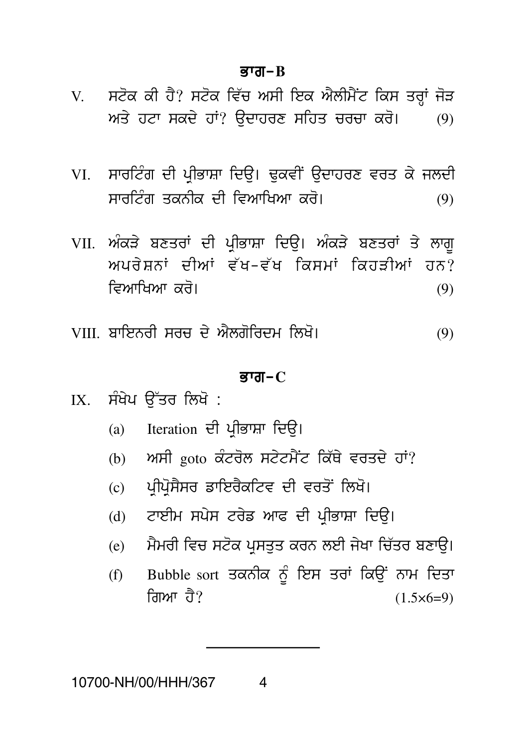## ਭਾਗ–B

V. ਸਟੋਕ ਕੀ ਹੈ? ਸਟੋਕ ਵਿੱਚ ਅਸੀ ਇਕ ਐਲੀਮੈਂਟ ਕਿਸ ਤਰ੍ਹਾਂ ਜੋੜ ਅਤੇ ਹਟਾ ਸਕਦੇ ਹਾਂ? ਉਦਾਹਰਣ ਸਹਿਤ ਚਰਚਾ ਕਰੋ। (9)

VI. ਸਾਰਟਿੰਗ ਦੀ ਪ੍ਰੀਭਾਸ਼ਾ ਦਿਉ। ਢੁਕਵੀਂ ਉਦਾਹਰਣ ਵਰਤ ਕੇ ਜਲਦੀ ਸਾਰਟਿੰਗ ਤਕਨੀਕ ਦੀ ਵਿਆਖਿਆ ਕਰੋ। (9)

VII. ਅੰਕੜੇ ਬਣਤਰਾਂ ਦੀ ਪ੍ਰੀਭਾਸ਼ਾ ਦਿਉ। ਅੰਕੜੇ ਬਣਤਰਾਂ ਤੇ ਲਾਗੂ ਅਪਰੇਸ਼ਨਾਂ ਦੀਆਂ ਵੱਖ-ਵੱਖ ਕਿਸਮਾਂ ਕਿਹੜੀਆਂ ਹਨ? ਵਿਆਖਿਆ ਕਰੋ। (9)

VIII. ਬਾਇਨਰੀ ਸਰਚ ਦੇ ਐਲਗੋਰਿਦਮ ਲਿਖੋ। (9)

## ਭਾਗ–C

IX. ਸੰਖੇਪ ਉੱਤਰ ਲਿਖੋ :

(a) Iteration ਦੀ ਪ੍ਰੀਭਾਸ਼ਾ ਦਿਉ।

(b) ਅਸੀ goto ਕੰਟਰੋਲ ਸਟੇਟਮੈਂਟ ਕਿੱਥੇ ਵਰਤਦੇ ਹਾਂ?

(c) ਪ੍ਰੀਪ੍ਰੋਸੈਸਰ ਡਾਇਰੈਕਟਿਵ ਦੀ ਵਰਤੋਂ ਲਿਖੋ।

(d) ਟਾਈਮ ਸਪੇਸ ਟਰੇਡ ਆਫ ਦੀ ਪ੍ਰੀਭਾਸ਼ਾ ਦਿਉ।

(e) ਮੈਮਰੀ ਵਿਚ ਸਟੋਕ ਪ੍ਰਸਤੁਤ ਕਰਨ ਲਈ ਜੇਖਾ ਚਿੱਤਰ ਬਣਾਉ।

(f) Bubble sort ਤਕਨੀਕ ਨੂੰ ਇਸ ਤਰਾਂ ਕਿਉਂ ਨਾਮ ਦਿਤਾ ਗਿਆ ਹੈ? $(1.5\times6=9)$

10700-NH/00/HHH/367